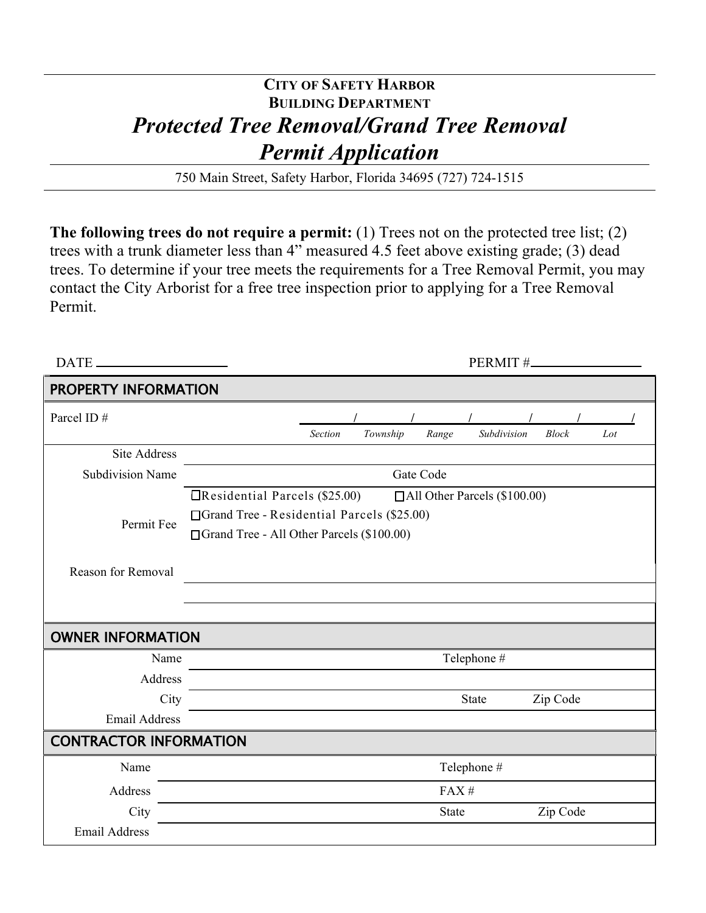**CITY OF SAFETY HARBOR**
**BUILDING DEPARTMENT**

# *Protected Tree Removal/Grand Tree Removal Permit Application*

750 Main Street, Safety Harbor, Florida 34695 (727) 724-1515

**The following trees do not require a permit:** (1) Trees not on the protected tree list; (2) trees with a trunk diameter less than 4" measured 4.5 feet above existing grade; (3) dead trees. To determine if your tree meets the requirements for a Tree Removal Permit, you may contact the City Arborist for a free tree inspection prior to applying for a Tree Removal Permit.

DATE ________________ PERMIT # ________________

## PROPERTY INFORMATION

| | |
|---|---|
| Parcel ID # | ____ / ____ / ____ / ____ / ____ / ____ <br> *Section* / *Township* / *Range* / *Subdivision* / *Block* / *Lot* |
| Site Address | |
| Subdivision Name | Gate Code |
| Permit Fee | ☐Residential Parcels ($25.00) ☐All Other Parcels ($100.00) <br> ☐Grand Tree - Residential Parcels ($25.00) <br> ☐Grand Tree - All Other Parcels ($100.00) |
| Reason for Removal | |

## OWNER INFORMATION

| | | | |
|---|---|---|---|
| Name | | Telephone # | |
| Address | | | |
| City | | State | Zip Code |
| Email Address | | | |

## CONTRACTOR INFORMATION

| | | | |
|---|---|---|---|
| Name | | Telephone # | |
| Address | | FAX # | |
| City | | State | Zip Code |
| Email Address | | | |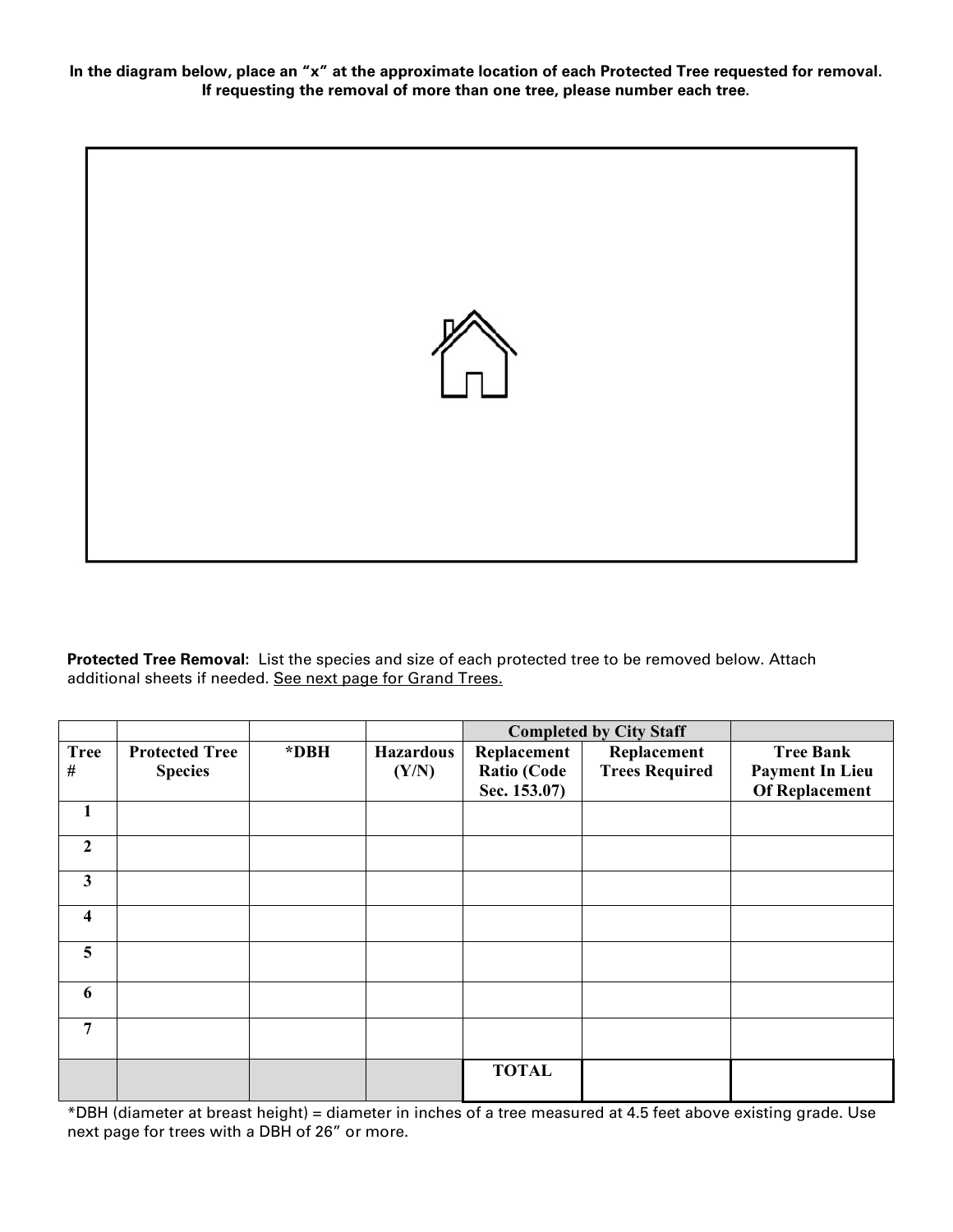**In the diagram below, place an "x" at the approximate location of each Protected Tree requested for removal. If requesting the removal of more than one tree, please number each tree.**

**Protected Tree Removal:** List the species and size of each protected tree to be removed below. Attach additional sheets if needed. See next page for Grand Trees.

| | | | | Completed by City Staff | | |
|---|---|---|---|---|---|---|
| **Tree #** | **Protected Tree Species** | **\*DBH** | **Hazardous (Y/N)** | **Replacement Ratio (Code Sec. 153.07)** | **Replacement Trees Required** | **Tree Bank Payment In Lieu Of Replacement** |
| **1** | | | | | | |
| **2** | | | | | | |
| **3** | | | | | | |
| **4** | | | | | | |
| **5** | | | | | | |
| **6** | | | | | | |
| **7** | | | | | | |
| | | | | **TOTAL** | | |

*DBH (diameter at breast height) = diameter in inches of a tree measured at 4.5 feet above existing grade. Use next page for trees with a DBH of 26" or more.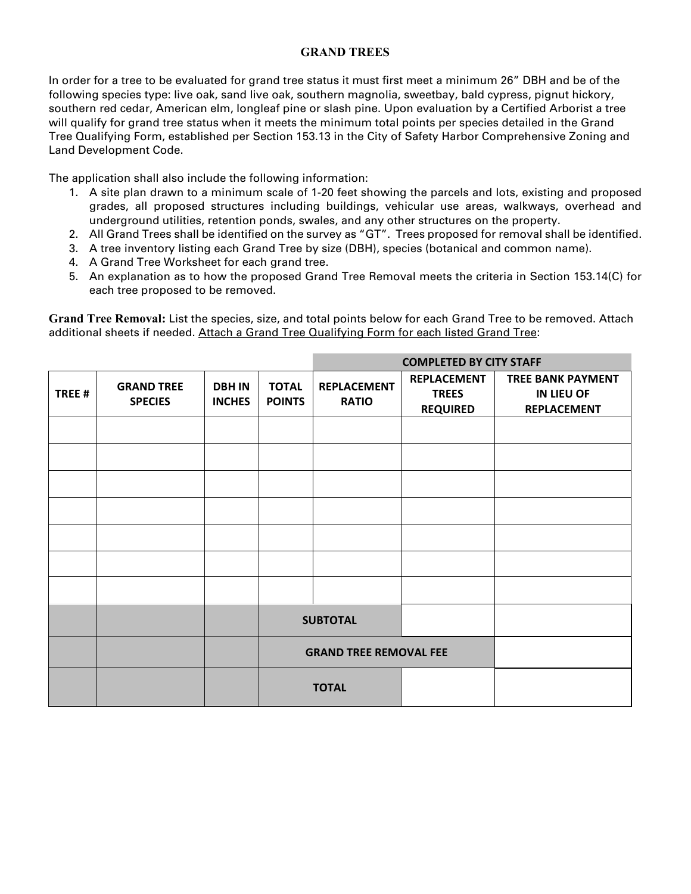# GRAND TREES

In order for a tree to be evaluated for grand tree status it must first meet a minimum 26" DBH and be of the following species type: live oak, sand live oak, southern magnolia, sweetbay, bald cypress, pignut hickory, southern red cedar, American elm, longleaf pine or slash pine. Upon evaluation by a Certified Arborist a tree will qualify for grand tree status when it meets the minimum total points per species detailed in the Grand Tree Qualifying Form, established per Section 153.13 in the City of Safety Harbor Comprehensive Zoning and Land Development Code.

The application shall also include the following information:

1. A site plan drawn to a minimum scale of 1-20 feet showing the parcels and lots, existing and proposed grades, all proposed structures including buildings, vehicular use areas, walkways, overhead and underground utilities, retention ponds, swales, and any other structures on the property.
2. All Grand Trees shall be identified on the survey as "GT". Trees proposed for removal shall be identified.
3. A tree inventory listing each Grand Tree by size (DBH), species (botanical and common name).
4. A Grand Tree Worksheet for each grand tree.
5. An explanation as to how the proposed Grand Tree Removal meets the criteria in Section 153.14(C) for each tree proposed to be removed.

**Grand Tree Removal:** List the species, size, and total points below for each Grand Tree to be removed. Attach additional sheets if needed. Attach a Grand Tree Qualifying Form for each listed Grand Tree:

| | | | | COMPLETED BY CITY STAFF | | |
|---|---|---|---|---|---|---|
| **TREE #** | **GRAND TREE SPECIES** | **DBH IN INCHES** | **TOTAL POINTS** | **REPLACEMENT RATIO** | **REPLACEMENT TREES REQUIRED** | **TREE BANK PAYMENT IN LIEU OF REPLACEMENT** |
| | | | | | | |
| | | | | | | |
| | | | | | | |
| | | | | | | |
| | | | | | | |
| | | | | | | |
| | | | | | | |
| | | | **SUBTOTAL** | | | |
| | | | **GRAND TREE REMOVAL FEE** | | | |
| | | | **TOTAL** | | | |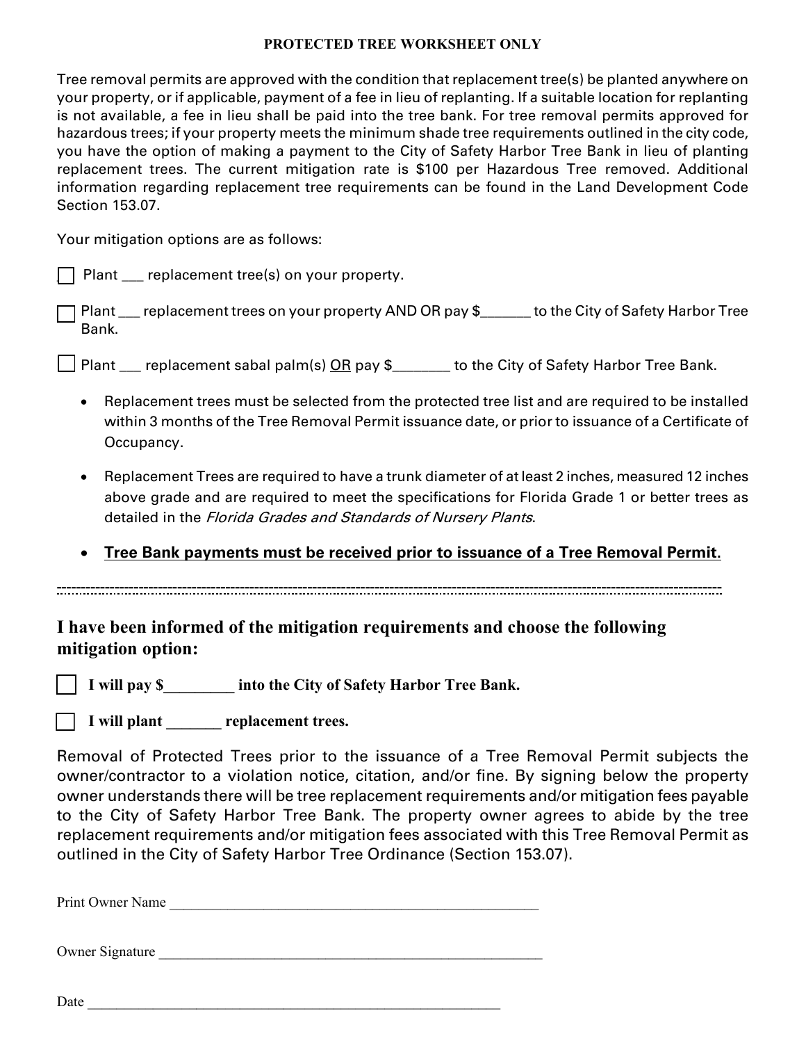**PROTECTED TREE WORKSHEET ONLY**

Tree removal permits are approved with the condition that replacement tree(s) be planted anywhere on your property, or if applicable, payment of a fee in lieu of replanting. If a suitable location for replanting is not available, a fee in lieu shall be paid into the tree bank. For tree removal permits approved for hazardous trees; if your property meets the minimum shade tree requirements outlined in the city code, you have the option of making a payment to the City of Safety Harbor Tree Bank in lieu of planting replacement trees. The current mitigation rate is $100 per Hazardous Tree removed. Additional information regarding replacement tree requirements can be found in the Land Development Code Section 153.07.

Your mitigation options are as follows:

☐ Plant ___ replacement tree(s) on your property.

☐ Plant ___ replacement trees on your property AND OR pay $______ to the City of Safety Harbor Tree Bank.

☐ Plant ___ replacement sabal palm(s) OR pay $_______ to the City of Safety Harbor Tree Bank.

- Replacement trees must be selected from the protected tree list and are required to be installed within 3 months of the Tree Removal Permit issuance date, or prior to issuance of a Certificate of Occupancy.
- Replacement Trees are required to have a trunk diameter of at least 2 inches, measured 12 inches above grade and are required to meet the specifications for Florida Grade 1 or better trees as detailed in the *Florida Grades and Standards of Nursery Plants*.
- **Tree Bank payments must be received prior to issuance of a Tree Removal Permit.**

---

## I have been informed of the mitigation requirements and choose the following mitigation option:

☐ **I will pay $_________ into the City of Safety Harbor Tree Bank.**

☐ **I will plant _______ replacement trees.**

Removal of Protected Trees prior to the issuance of a Tree Removal Permit subjects the owner/contractor to a violation notice, citation, and/or fine. By signing below the property owner understands there will be tree replacement requirements and/or mitigation fees payable to the City of Safety Harbor Tree Bank. The property owner agrees to abide by the tree replacement requirements and/or mitigation fees associated with this Tree Removal Permit as outlined in the City of Safety Harbor Tree Ordinance (Section 153.07).

Print Owner Name ____________________________________________________

Owner Signature ______________________________________________________

Date ____________________________________________________________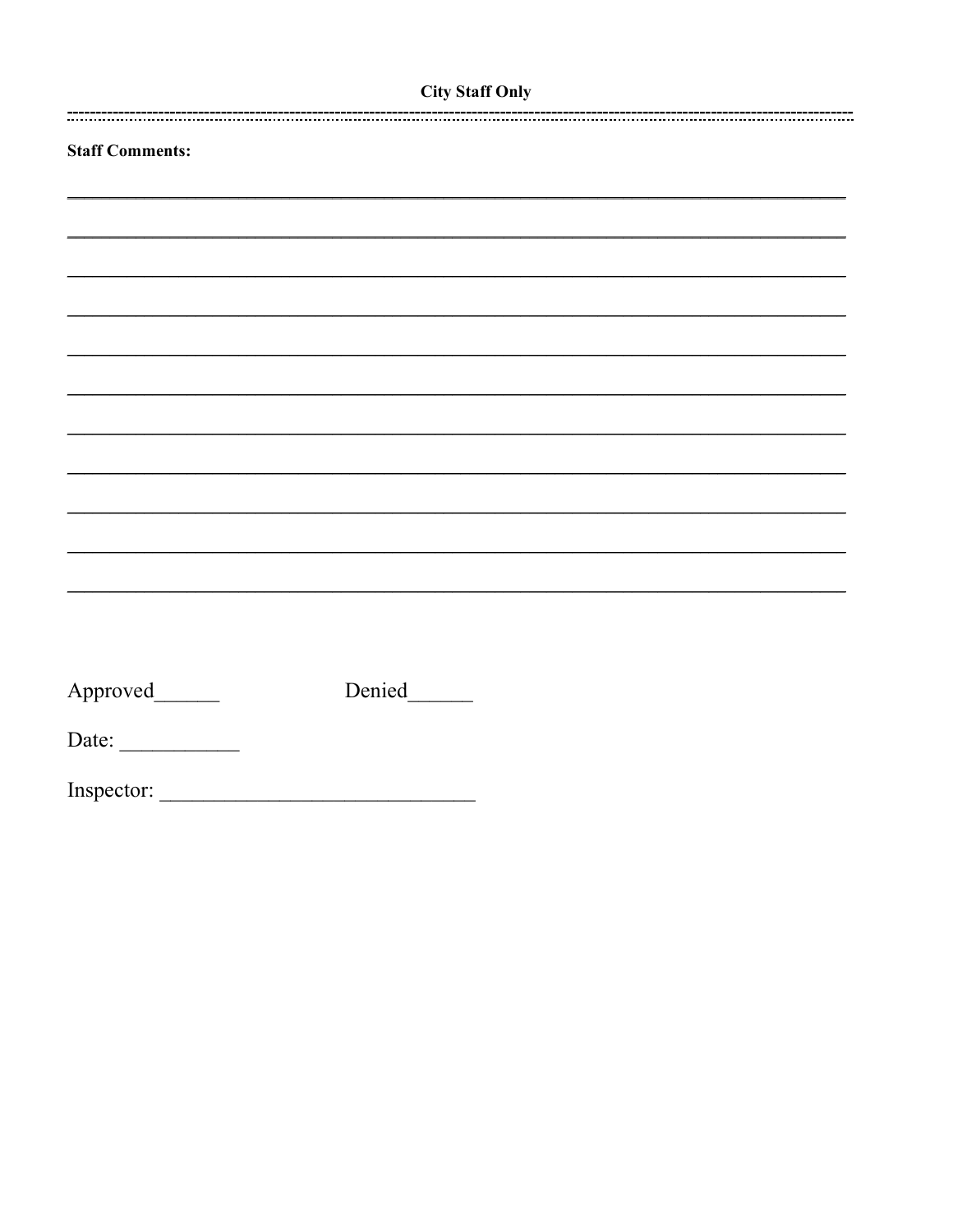**City Staff Only**

---

**Staff Comments:**

_______________________________________________________________________________

_______________________________________________________________________________

_______________________________________________________________________________

_______________________________________________________________________________

_______________________________________________________________________________

_______________________________________________________________________________

_______________________________________________________________________________

_______________________________________________________________________________

_______________________________________________________________________________

_______________________________________________________________________________

_______________________________________________________________________________

Approved______ Denied______

Date: ___________

Inspector: ____________________________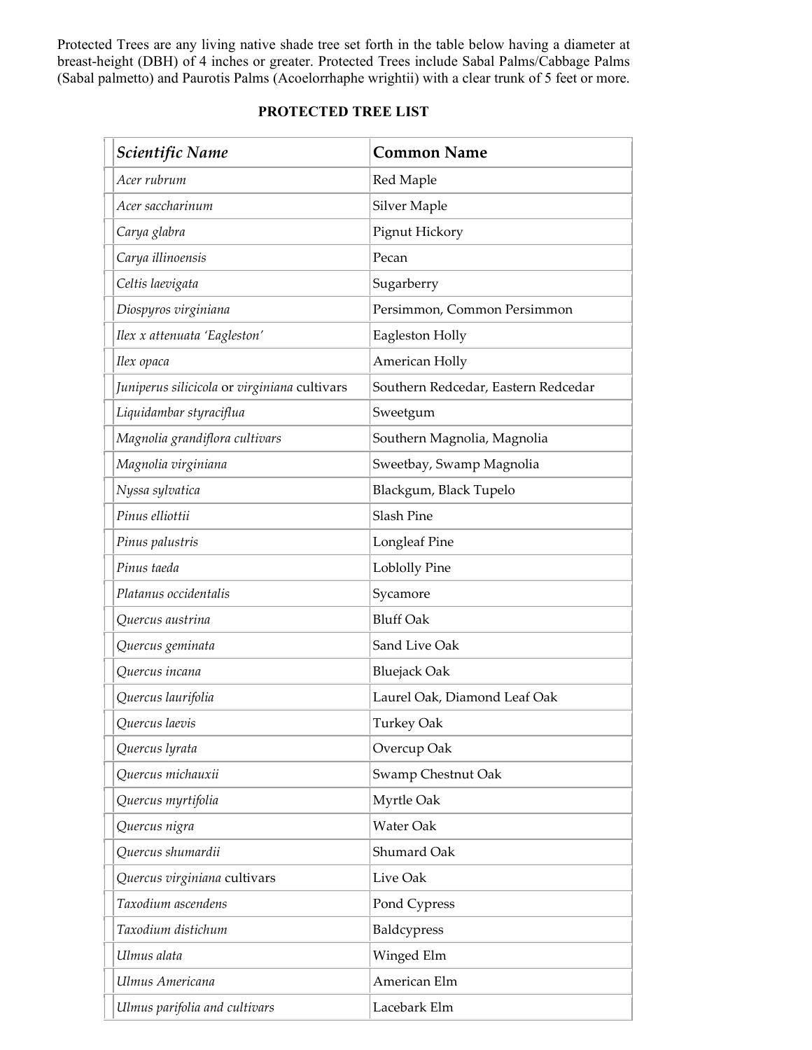Protected Trees are any living native shade tree set forth in the table below having a diameter at breast-height (DBH) of 4 inches or greater. Protected Trees include Sabal Palms/Cabbage Palms (Sabal palmetto) and Paurotis Palms (Acoelorrhaphe wrightii) with a clear trunk of 5 feet or more.

**PROTECTED TREE LIST**

| *Scientific Name* | **Common Name** |
|---|---|
| *Acer rubrum* | Red Maple |
| *Acer saccharinum* | Silver Maple |
| *Carya glabra* | Pignut Hickory |
| *Carya illinoensis* | Pecan |
| *Celtis laevigata* | Sugarberry |
| *Diospyros virginiana* | Persimmon, Common Persimmon |
| *Ilex x attenuata 'Eagleston'* | Eagleston Holly |
| *Ilex opaca* | American Holly |
| *Juniperus silicicola* or *virginiana* cultivars | Southern Redcedar, Eastern Redcedar |
| *Liquidambar styraciflua* | Sweetgum |
| *Magnolia grandiflora cultivars* | Southern Magnolia, Magnolia |
| *Magnolia virginiana* | Sweetbay, Swamp Magnolia |
| *Nyssa sylvatica* | Blackgum, Black Tupelo |
| *Pinus elliottii* | Slash Pine |
| *Pinus palustris* | Longleaf Pine |
| *Pinus taeda* | Loblolly Pine |
| *Platanus occidentalis* | Sycamore |
| *Quercus austrina* | Bluff Oak |
| *Quercus geminata* | Sand Live Oak |
| *Quercus incana* | Bluejack Oak |
| *Quercus laurifolia* | Laurel Oak, Diamond Leaf Oak |
| *Quercus laevis* | Turkey Oak |
| *Quercus lyrata* | Overcup Oak |
| *Quercus michauxii* | Swamp Chestnut Oak |
| *Quercus myrtifolia* | Myrtle Oak |
| *Quercus nigra* | Water Oak |
| *Quercus shumardii* | Shumard Oak |
| *Quercus virginiana* cultivars | Live Oak |
| *Taxodium ascendens* | Pond Cypress |
| *Taxodium distichum* | Baldcypress |
| *Ulmus alata* | Winged Elm |
| *Ulmus Americana* | American Elm |
| *Ulmus parifolia and cultivars* | Lacebark Elm |